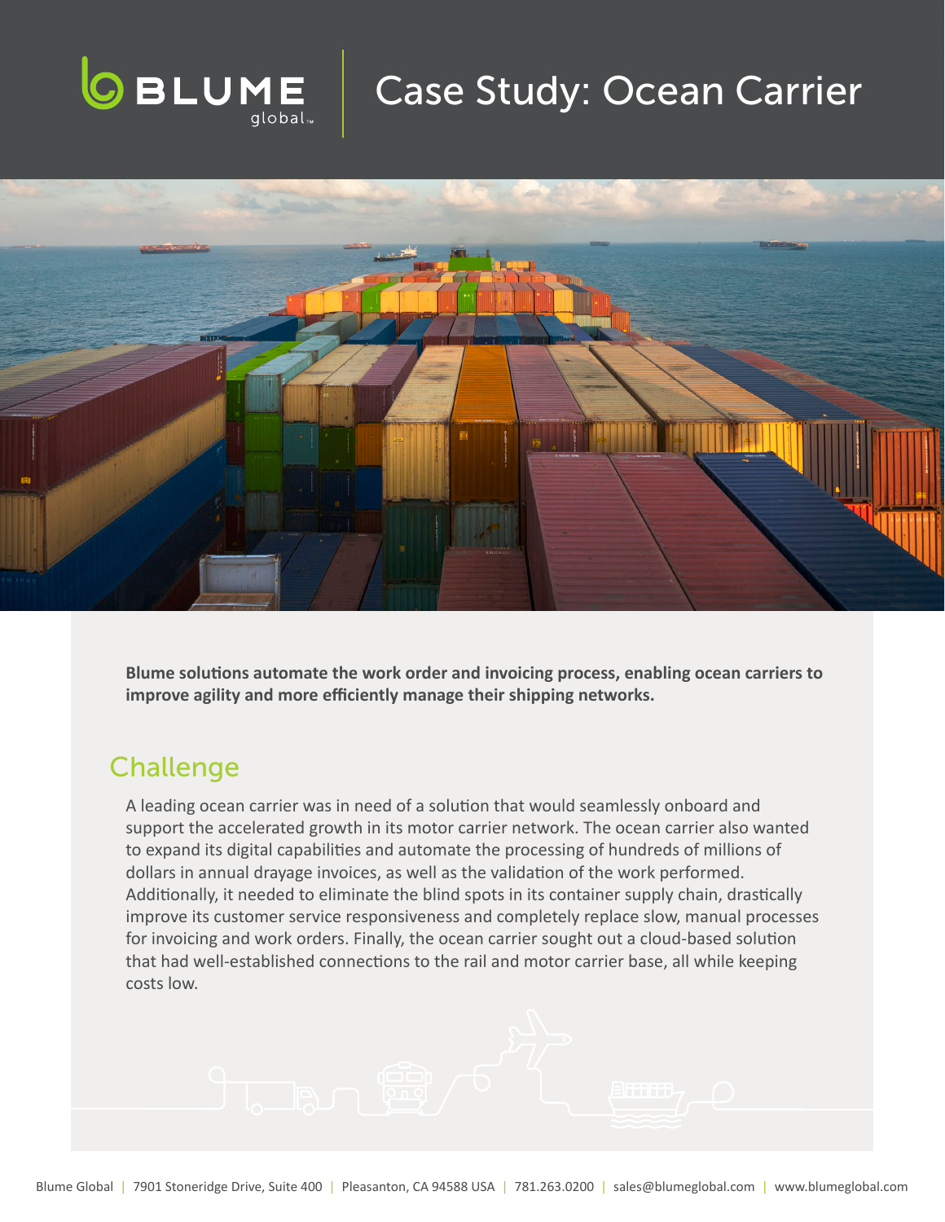# Case Study: Ocean Carrier

**Blume solutions automate the work order and invoicing process, enabling ocean carriers to improve agility and more efficiently manage their shipping networks.**

## Challenge

A leading ocean carrier was in need of a solution that would seamlessly onboard and support the accelerated growth in its motor carrier network. The ocean carrier also wanted to expand its digital capabilities and automate the processing of hundreds of millions of dollars in annual drayage invoices, as well as the validation of the work performed. Additionally, it needed to eliminate the blind spots in its container supply chain, drastically improve its customer service responsiveness and completely replace slow, manual processes for invoicing and work orders. Finally, the ocean carrier sought out a cloud-based solution that had well-established connections to the rail and motor carrier base, all while keeping costs low.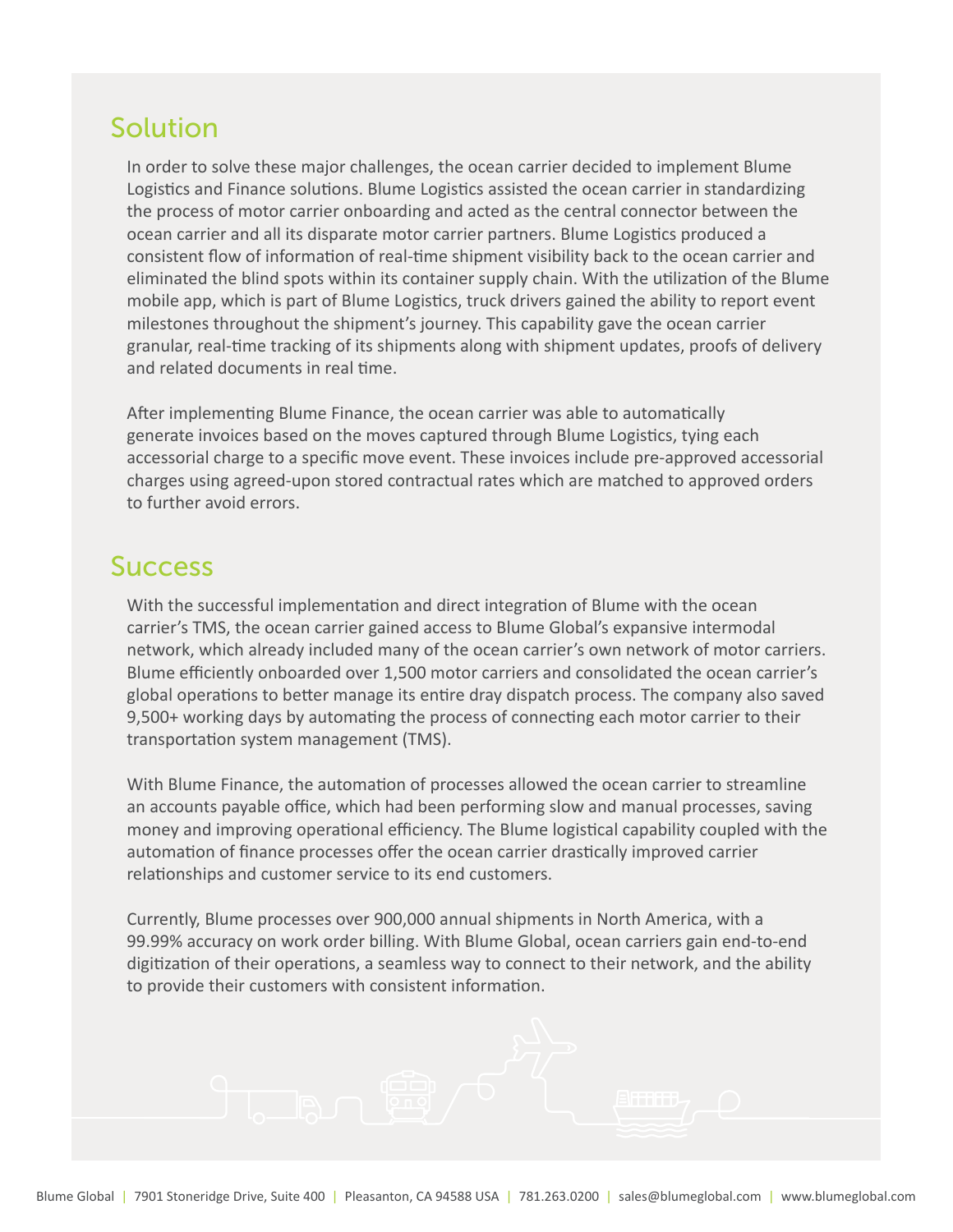## Solution

In order to solve these major challenges, the ocean carrier decided to implement Blume Logistics and Finance solutions. Blume Logistics assisted the ocean carrier in standardizing the process of motor carrier onboarding and acted as the central connector between the ocean carrier and all its disparate motor carrier partners. Blume Logistics produced a consistent flow of information of real-time shipment visibility back to the ocean carrier and eliminated the blind spots within its container supply chain. With the utilization of the Blume mobile app, which is part of Blume Logistics, truck drivers gained the ability to report event milestones throughout the shipment's journey. This capability gave the ocean carrier granular, real-time tracking of its shipments along with shipment updates, proofs of delivery and related documents in real time.

After implementing Blume Finance, the ocean carrier was able to automatically generate invoices based on the moves captured through Blume Logistics, tying each accessorial charge to a specific move event. These invoices include pre-approved accessorial charges using agreed-upon stored contractual rates which are matched to approved orders to further avoid errors.

## Success

With the successful implementation and direct integration of Blume with the ocean carrier's TMS, the ocean carrier gained access to Blume Global's expansive intermodal network, which already included many of the ocean carrier's own network of motor carriers. Blume efficiently onboarded over 1,500 motor carriers and consolidated the ocean carrier's global operations to better manage its entire dray dispatch process. The company also saved 9,500+ working days by automating the process of connecting each motor carrier to their transportation system management (TMS).

With Blume Finance, the automation of processes allowed the ocean carrier to streamline an accounts payable office, which had been performing slow and manual processes, saving money and improving operational efficiency. The Blume logistical capability coupled with the automation of finance processes offer the ocean carrier drastically improved carrier relationships and customer service to its end customers.

Currently, Blume processes over 900,000 annual shipments in North America, with a 99.99% accuracy on work order billing. With Blume Global, ocean carriers gain end-to-end digitization of their operations, a seamless way to connect to their network, and the ability to provide their customers with consistent information.

Blume Global | 7901 Stoneridge Drive, Suite 400 | Pleasanton, CA 94588 USA | 781.263.0200 | sales@blumeglobal.com | www.blumeglobal.com